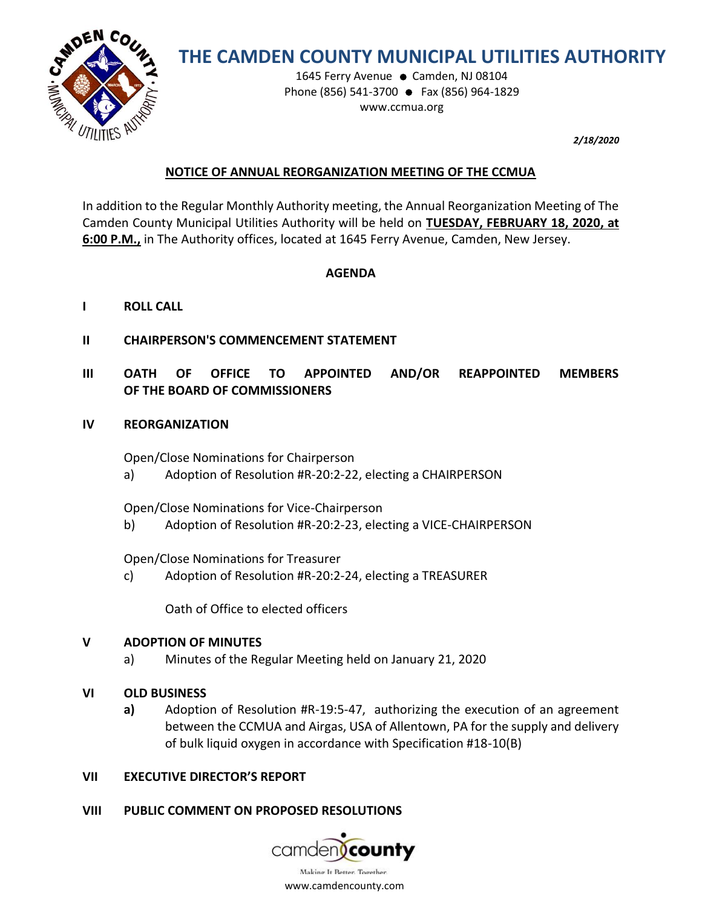# THE CAMDEN COUNTY MUNICIPAL UTILITIES AUTHORITY

1645 Ferry Avenue ● Camden, NJ 08104
Phone (856) 541-3700 ● Fax (856) 964-1829
www.ccmua.org

***2/18/2020***

## NOTICE OF ANNUAL REORGANIZATION MEETING OF THE CCMUA

In addition to the Regular Monthly Authority meeting, the Annual Reorganization Meeting of The Camden County Municipal Utilities Authority will be held on **TUESDAY, FEBRUARY 18, 2020, at 6:00 P.M.,** in The Authority offices, located at 1645 Ferry Avenue, Camden, New Jersey.

### AGENDA

**I ROLL CALL**

**II CHAIRPERSON'S COMMENCEMENT STATEMENT**

**III OATH OF OFFICE TO APPOINTED AND/OR REAPPOINTED MEMBERS OF THE BOARD OF COMMISSIONERS**

**IV REORGANIZATION**

Open/Close Nominations for Chairperson

a) Adoption of Resolution #R-20:2-22, electing a CHAIRPERSON

Open/Close Nominations for Vice-Chairperson

b) Adoption of Resolution #R-20:2-23, electing a VICE-CHAIRPERSON

Open/Close Nominations for Treasurer

c) Adoption of Resolution #R-20:2-24, electing a TREASURER

Oath of Office to elected officers

**V ADOPTION OF MINUTES**

a) Minutes of the Regular Meeting held on January 21, 2020

**VI OLD BUSINESS**

**a)** Adoption of Resolution #R-19:5-47, authorizing the execution of an agreement between the CCMUA and Airgas, USA of Allentown, PA for the supply and delivery of bulk liquid oxygen in accordance with Specification #18-10(B)

**VII EXECUTIVE DIRECTOR'S REPORT**

**VIII PUBLIC COMMENT ON PROPOSED RESOLUTIONS**

camden county
Making It Better, Together.
www.camdencounty.com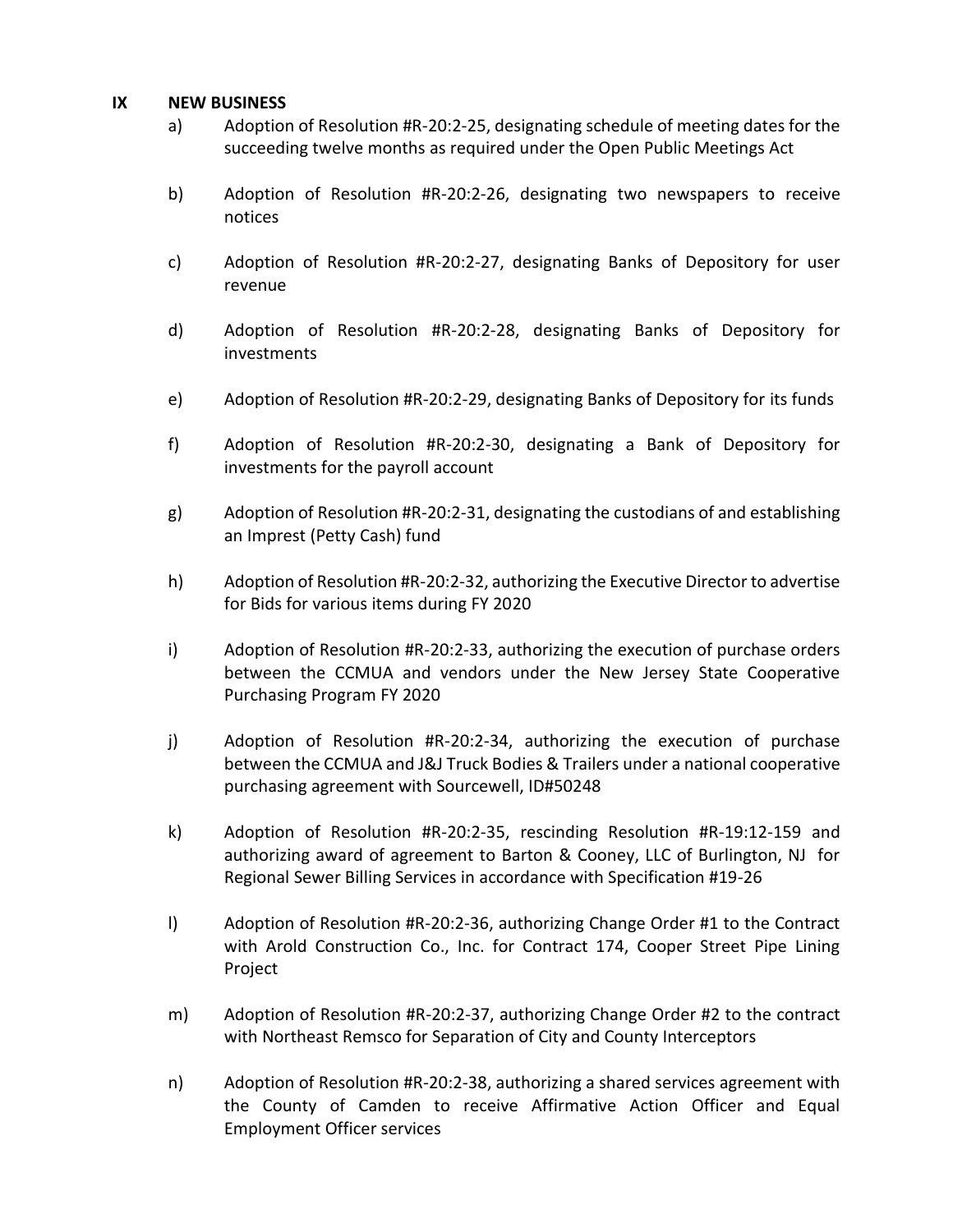## IX NEW BUSINESS

a) Adoption of Resolution #R-20:2-25, designating schedule of meeting dates for the succeeding twelve months as required under the Open Public Meetings Act

b) Adoption of Resolution #R-20:2-26, designating two newspapers to receive notices

c) Adoption of Resolution #R-20:2-27, designating Banks of Depository for user revenue

d) Adoption of Resolution #R-20:2-28, designating Banks of Depository for investments

e) Adoption of Resolution #R-20:2-29, designating Banks of Depository for its funds

f) Adoption of Resolution #R-20:2-30, designating a Bank of Depository for investments for the payroll account

g) Adoption of Resolution #R-20:2-31, designating the custodians of and establishing an Imprest (Petty Cash) fund

h) Adoption of Resolution #R-20:2-32, authorizing the Executive Director to advertise for Bids for various items during FY 2020

i) Adoption of Resolution #R-20:2-33, authorizing the execution of purchase orders between the CCMUA and vendors under the New Jersey State Cooperative Purchasing Program FY 2020

j) Adoption of Resolution #R-20:2-34, authorizing the execution of purchase between the CCMUA and J&J Truck Bodies & Trailers under a national cooperative purchasing agreement with Sourcewell, ID#50248

k) Adoption of Resolution #R-20:2-35, rescinding Resolution #R-19:12-159 and authorizing award of agreement to Barton & Cooney, LLC of Burlington, NJ for Regional Sewer Billing Services in accordance with Specification #19-26

l) Adoption of Resolution #R-20:2-36, authorizing Change Order #1 to the Contract with Arold Construction Co., Inc. for Contract 174, Cooper Street Pipe Lining Project

m) Adoption of Resolution #R-20:2-37, authorizing Change Order #2 to the contract with Northeast Remsco for Separation of City and County Interceptors

n) Adoption of Resolution #R-20:2-38, authorizing a shared services agreement with the County of Camden to receive Affirmative Action Officer and Equal Employment Officer services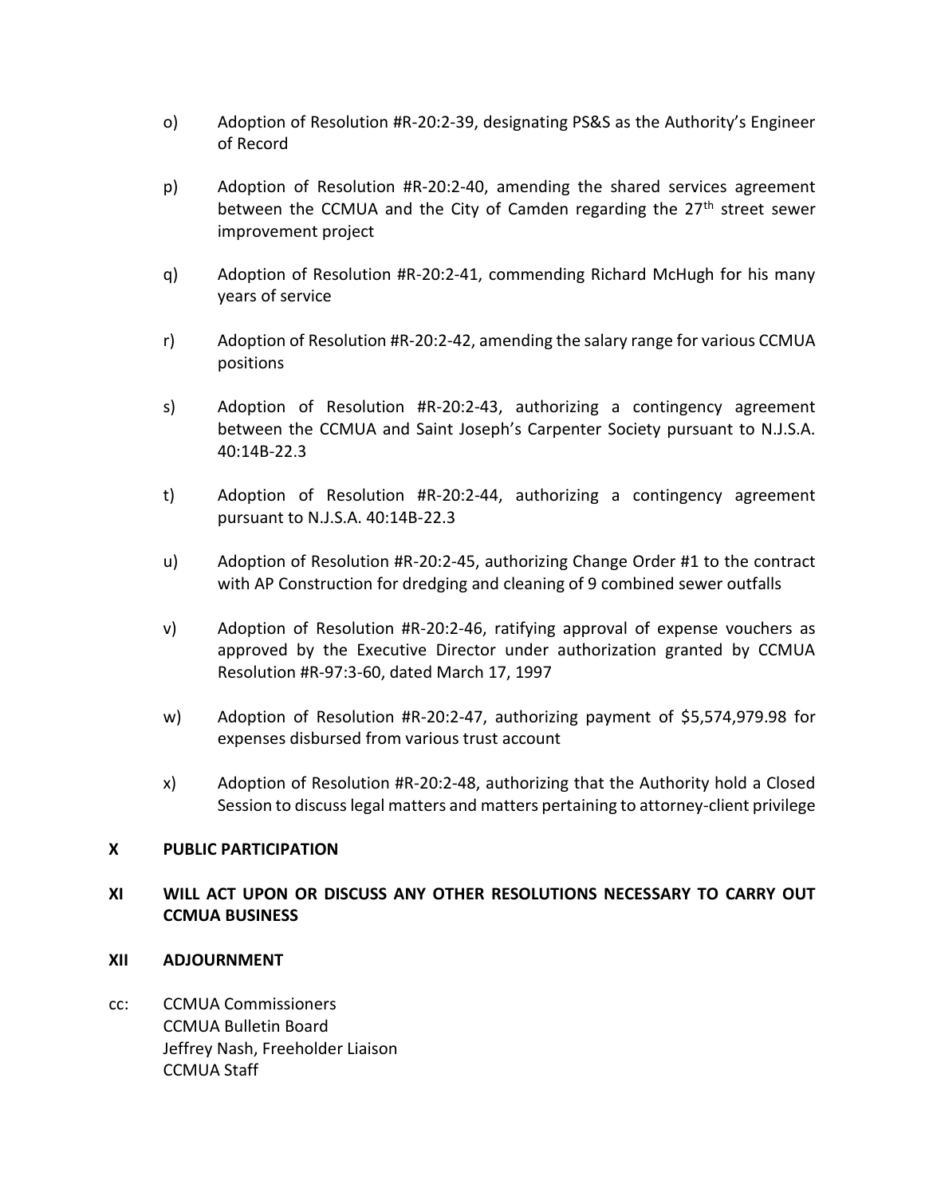o) Adoption of Resolution #R-20:2-39, designating PS&S as the Authority's Engineer of Record

p) Adoption of Resolution #R-20:2-40, amending the shared services agreement between the CCMUA and the City of Camden regarding the 27th street sewer improvement project

q) Adoption of Resolution #R-20:2-41, commending Richard McHugh for his many years of service

r) Adoption of Resolution #R-20:2-42, amending the salary range for various CCMUA positions

s) Adoption of Resolution #R-20:2-43, authorizing a contingency agreement between the CCMUA and Saint Joseph's Carpenter Society pursuant to N.J.S.A. 40:14B-22.3

t) Adoption of Resolution #R-20:2-44, authorizing a contingency agreement pursuant to N.J.S.A. 40:14B-22.3

u) Adoption of Resolution #R-20:2-45, authorizing Change Order #1 to the contract with AP Construction for dredging and cleaning of 9 combined sewer outfalls

v) Adoption of Resolution #R-20:2-46, ratifying approval of expense vouchers as approved by the Executive Director under authorization granted by CCMUA Resolution #R-97:3-60, dated March 17, 1997

w) Adoption of Resolution #R-20:2-47, authorizing payment of $5,574,979.98 for expenses disbursed from various trust account

x) Adoption of Resolution #R-20:2-48, authorizing that the Authority hold a Closed Session to discuss legal matters and matters pertaining to attorney-client privilege

**X PUBLIC PARTICIPATION**

**XI WILL ACT UPON OR DISCUSS ANY OTHER RESOLUTIONS NECESSARY TO CARRY OUT CCMUA BUSINESS**

**XII ADJOURNMENT**

cc: CCMUA Commissioners
CCMUA Bulletin Board
Jeffrey Nash, Freeholder Liaison
CCMUA Staff